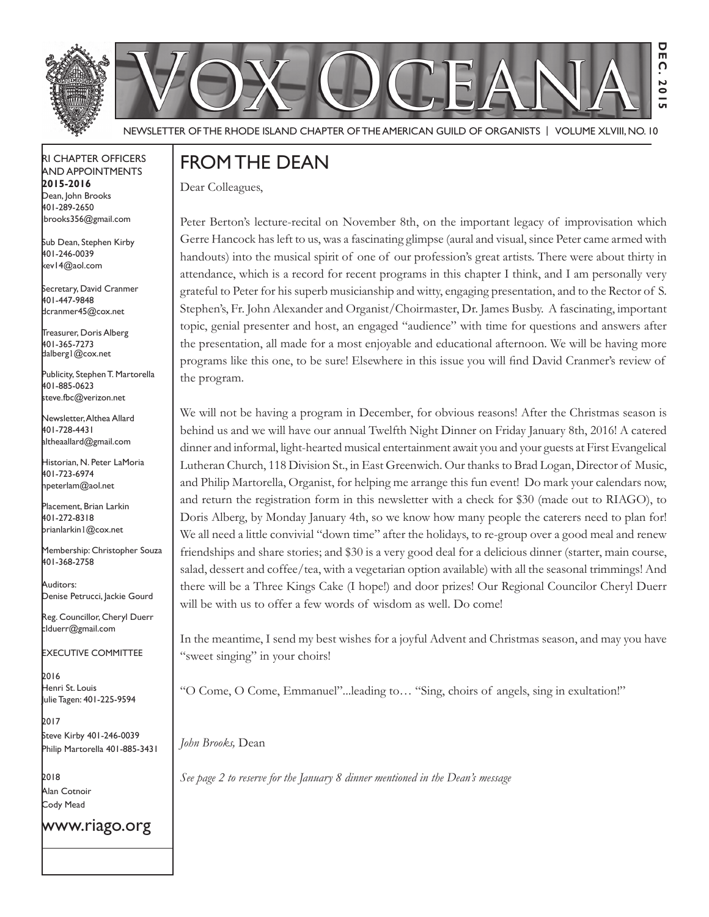# VOX OCEANA

NEWSLETTER OF THE RHODE ISLAND CHAPTER OF THE AMERICAN GUILD OF ORGANISTS | VOLUME XLVIII, NO. 10

DEC. 2015

RI CHAPTER OFFICERS AND APPOINTMENTS
**2015-2016**

Dean, John Brooks
401-289-2650
jbrooks356@gmail.com

Sub Dean, Stephen Kirby
401-246-0039
kev14@aol.com

Secretary, David Cranmer
401-447-9848
dcranmer45@cox.net

Treasurer, Doris Alberg
401-365-7273
dalberg1@cox.net

Publicity, Stephen T. Martorella
401-885-0623
steve.fbc@verizon.net

Newsletter, Althea Allard
401-728-4431
altheaallard@gmail.com

Historian, N. Peter LaMoria
401-723-6974
npeterlam@aol.net

Placement, Brian Larkin
401-272-8318
brianlarkin1@cox.net

Membership: Christopher Souza
401-368-2758

Auditors:
Denise Petrucci, Jackie Gourd

Reg. Councillor, Cheryl Duerr
clduerr@gmail.com

EXECUTIVE COMMITTEE

2016
Henri St. Louis
Julie Tagen: 401-225-9594

2017
Steve Kirby 401-246-0039
Philip Martorella 401-885-3431

2018
Alan Cotnoir
Cody Mead

www.riago.org

## FROM THE DEAN

Dear Colleagues,

Peter Berton's lecture-recital on November 8th, on the important legacy of improvisation which Gerre Hancock has left to us, was a fascinating glimpse (aural and visual, since Peter came armed with handouts) into the musical spirit of one of our profession's great artists. There were about thirty in attendance, which is a record for recent programs in this chapter I think, and I am personally very grateful to Peter for his superb musicianship and witty, engaging presentation, and to the Rector of S. Stephen's, Fr. John Alexander and Organist/Choirmaster, Dr. James Busby. A fascinating, important topic, genial presenter and host, an engaged "audience" with time for questions and answers after the presentation, all made for a most enjoyable and educational afternoon. We will be having more programs like this one, to be sure! Elsewhere in this issue you will find David Cranmer's review of the program.

We will not be having a program in December, for obvious reasons! After the Christmas season is behind us and we will have our annual Twelfth Night Dinner on Friday January 8th, 2016! A catered dinner and informal, light-hearted musical entertainment await you and your guests at First Evangelical Lutheran Church, 118 Division St., in East Greenwich. Our thanks to Brad Logan, Director of Music, and Philip Martorella, Organist, for helping me arrange this fun event! Do mark your calendars now, and return the registration form in this newsletter with a check for $30 (made out to RIAGO), to Doris Alberg, by Monday January 4th, so we know how many people the caterers need to plan for! We all need a little convivial "down time" after the holidays, to re-group over a good meal and renew friendships and share stories; and $30 is a very good deal for a delicious dinner (starter, main course, salad, dessert and coffee/tea, with a vegetarian option available) with all the seasonal trimmings! And there will be a Three Kings Cake (I hope!) and door prizes! Our Regional Councilor Cheryl Duerr will be with us to offer a few words of wisdom as well. Do come!

In the meantime, I send my best wishes for a joyful Advent and Christmas season, and may you have "sweet singing" in your choirs!

"O Come, O Come, Emmanuel"...leading to… "Sing, choirs of angels, sing in exultation!"

*John Brooks,* Dean

*See page 2 to reserve for the January 8 dinner mentioned in the Dean's message*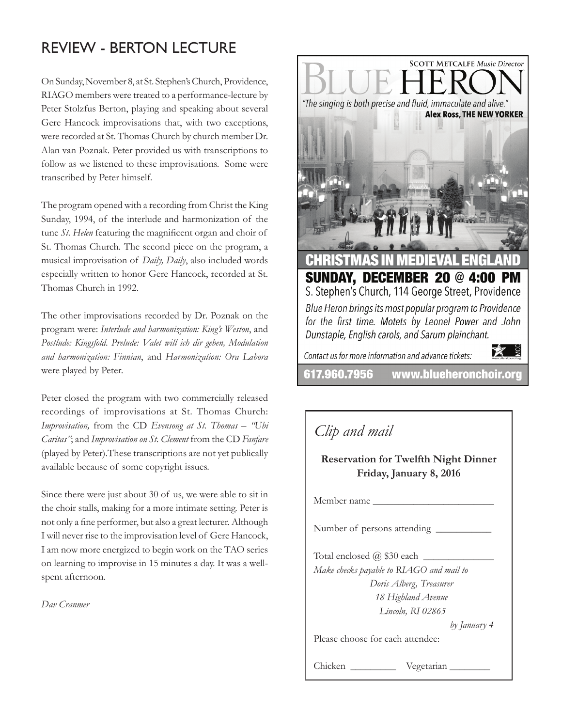## REVIEW - BERTON LECTURE

On Sunday, November 8, at St. Stephen's Church, Providence, RIAGO members were treated to a performance-lecture by Peter Stolzfus Berton, playing and speaking about several Gere Hancock improvisations that, with two exceptions, were recorded at St. Thomas Church by church member Dr. Alan van Poznak. Peter provided us with transcriptions to follow as we listened to these improvisations. Some were transcribed by Peter himself.

The program opened with a recording from Christ the King Sunday, 1994, of the interlude and harmonization of the tune *St. Helen* featuring the magnificent organ and choir of St. Thomas Church. The second piece on the program, a musical improvisation of *Daily, Daily*, also included words especially written to honor Gere Hancock, recorded at St. Thomas Church in 1992.

The other improvisations recorded by Dr. Poznak on the program were: *Interlude and harmonization: King's Weston*, and *Postlude: Kingsfold*. *Prelude: Valet will ich dir geben, Modulation and harmonization: Finnian*, and *Harmonization: Ora Labora* were played by Peter.

Peter closed the program with two commercially released recordings of improvisations at St. Thomas Church: *Improvisation,* from the CD *Evensong at St. Thomas – "Ubi Caritas"*; and *Improvisation on St. Clement* from the CD *Fanfare* (played by Peter).These transcriptions are not yet publically available because of some copyright issues.

Since there were just about 30 of us, we were able to sit in the choir stalls, making for a more intimate setting. Peter is not only a fine performer, but also a great lecturer. Although I will never rise to the improvisation level of Gere Hancock, I am now more energized to begin work on the TAO series on learning to improvise in 15 minutes a day. It was a well-spent afternoon.

*Dav Cranmer*

**SCOTT METCALFE** *Music Director*

# BLUE HERON

*"The singing is both precise and fluid, immaculate and alive."*
**Alex Ross, THE NEW YORKER**

**CHRISTMAS IN MEDIEVAL ENGLAND**

**SUNDAY, DECEMBER 20 @ 4:00 PM**

S. Stephen's Church, 114 George Street, Providence

*Blue Heron brings its most popular program to Providence for the first time. Motets by Leonel Power and John Dunstaple, English carols, and Sarum plainchant.*

*Contact us for more information and advance tickets:*

**617.960.7956 www.blueheronchoir.org**

*Clip and mail*

**Reservation for Twelfth Night Dinner**
**Friday, January 8, 2016**

Member name ________________________

Number of persons attending __________

Total enclosed @ $30 each _____________

*Make checks payable to RIAGO and mail to*
*Doris Alberg, Treasurer*
*18 Highland Avenue*
*Lincoln, RI 02865*
*by January 4*

Please choose for each attendee:

Chicken _________ Vegetarian ________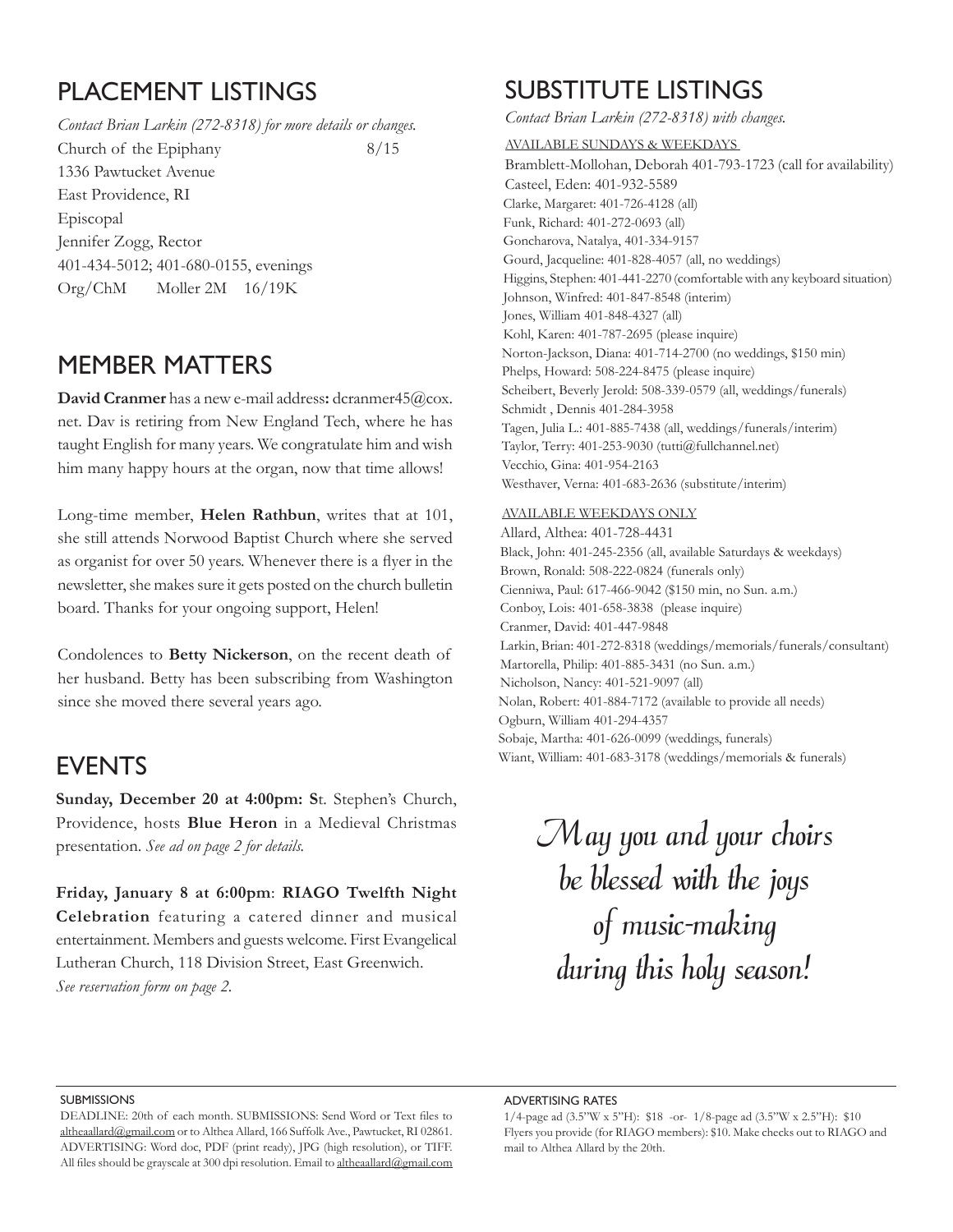## PLACEMENT LISTINGS

*Contact Brian Larkin (272-8318) for more details or changes.*

Church of the Epiphany 8/15
1336 Pawtucket Avenue
East Providence, RI
Episcopal
Jennifer Zogg, Rector
401-434-5012; 401-680-0155, evenings
Org/ChM Moller 2M 16/19K

## MEMBER MATTERS

**David Cranmer** has a new e-mail address**:** dcranmer45@cox.net. Dav is retiring from New England Tech, where he has taught English for many years. We congratulate him and wish him many happy hours at the organ, now that time allows!

Long-time member, **Helen Rathbun**, writes that at 101, she still attends Norwood Baptist Church where she served as organist for over 50 years. Whenever there is a flyer in the newsletter, she makes sure it gets posted on the church bulletin board. Thanks for your ongoing support, Helen!

Condolences to **Betty Nickerson**, on the recent death of her husband. Betty has been subscribing from Washington since she moved there several years ago.

## EVENTS

**Sunday, December 20 at 4:00pm: S**t. Stephen's Church, Providence, hosts **Blue Heron** in a Medieval Christmas presentation. *See ad on page 2 for details.*

**Friday, January 8 at 6:00pm**: **RIAGO Twelfth Night Celebration** featuring a catered dinner and musical entertainment. Members and guests welcome. First Evangelical Lutheran Church, 118 Division Street, East Greenwich.
*See reservation form on page 2.*

## SUBSTITUTE LISTINGS

*Contact Brian Larkin (272-8318) with changes.*

AVAILABLE SUNDAYS & WEEKDAYS

Bramblett-Mollohan, Deborah 401-793-1723 (call for availability)
Casteel, Eden: 401-932-5589
Clarke, Margaret: 401-726-4128 (all)
Funk, Richard: 401-272-0693 (all)
Goncharova, Natalya, 401-334-9157
Gourd, Jacqueline: 401-828-4057 (all, no weddings)
Higgins, Stephen: 401-441-2270 (comfortable with any keyboard situation)
Johnson, Winfred: 401-847-8548 (interim)
Jones, William 401-848-4327 (all)
Kohl, Karen: 401-787-2695 (please inquire)
Norton-Jackson, Diana: 401-714-2700 (no weddings, $150 min)
Phelps, Howard: 508-224-8475 (please inquire)
Scheibert, Beverly Jerold: 508-339-0579 (all, weddings/funerals)
Schmidt , Dennis 401-284-3958
Tagen, Julia L.: 401-885-7438 (all, weddings/funerals/interim)
Taylor, Terry: 401-253-9030 (tutti@fullchannel.net)
Vecchio, Gina: 401-954-2163
Westhaver, Verna: 401-683-2636 (substitute/interim)

AVAILABLE WEEKDAYS ONLY

Allard, Althea: 401-728-4431
Black, John: 401-245-2356 (all, available Saturdays & weekdays)
Brown, Ronald: 508-222-0824 (funerals only)
Cienniwa, Paul: 617-466-9042 ($150 min, no Sun. a.m.)
Conboy, Lois: 401-658-3838 (please inquire)
Cranmer, David: 401-447-9848
Larkin, Brian: 401-272-8318 (weddings/memorials/funerals/consultant)
Martorella, Philip: 401-885-3431 (no Sun. a.m.)
Nicholson, Nancy: 401-521-9097 (all)
Nolan, Robert: 401-884-7172 (available to provide all needs)
Ogburn, William 401-294-4357
Sobaje, Martha: 401-626-0099 (weddings, funerals)
Wiant, William: 401-683-3178 (weddings/memorials & funerals)

*May you and your choirs be blessed with the joys of music-making during this holy season!*

SUBMISSIONS

DEADLINE: 20th of each month. SUBMISSIONS: Send Word or Text files to altheaallard@gmail.com or to Althea Allard, 166 Suffolk Ave., Pawtucket, RI 02861. ADVERTISING: Word doc, PDF (print ready), JPG (high resolution), or TIFF. All files should be grayscale at 300 dpi resolution. Email to altheaallard@gmail.com

ADVERTISING RATES

1/4-page ad (3.5"W x 5"H): $18 -or- 1/8-page ad (3.5"W x 2.5"H): $10
Flyers you provide (for RIAGO members): $10. Make checks out to RIAGO and mail to Althea Allard by the 20th.